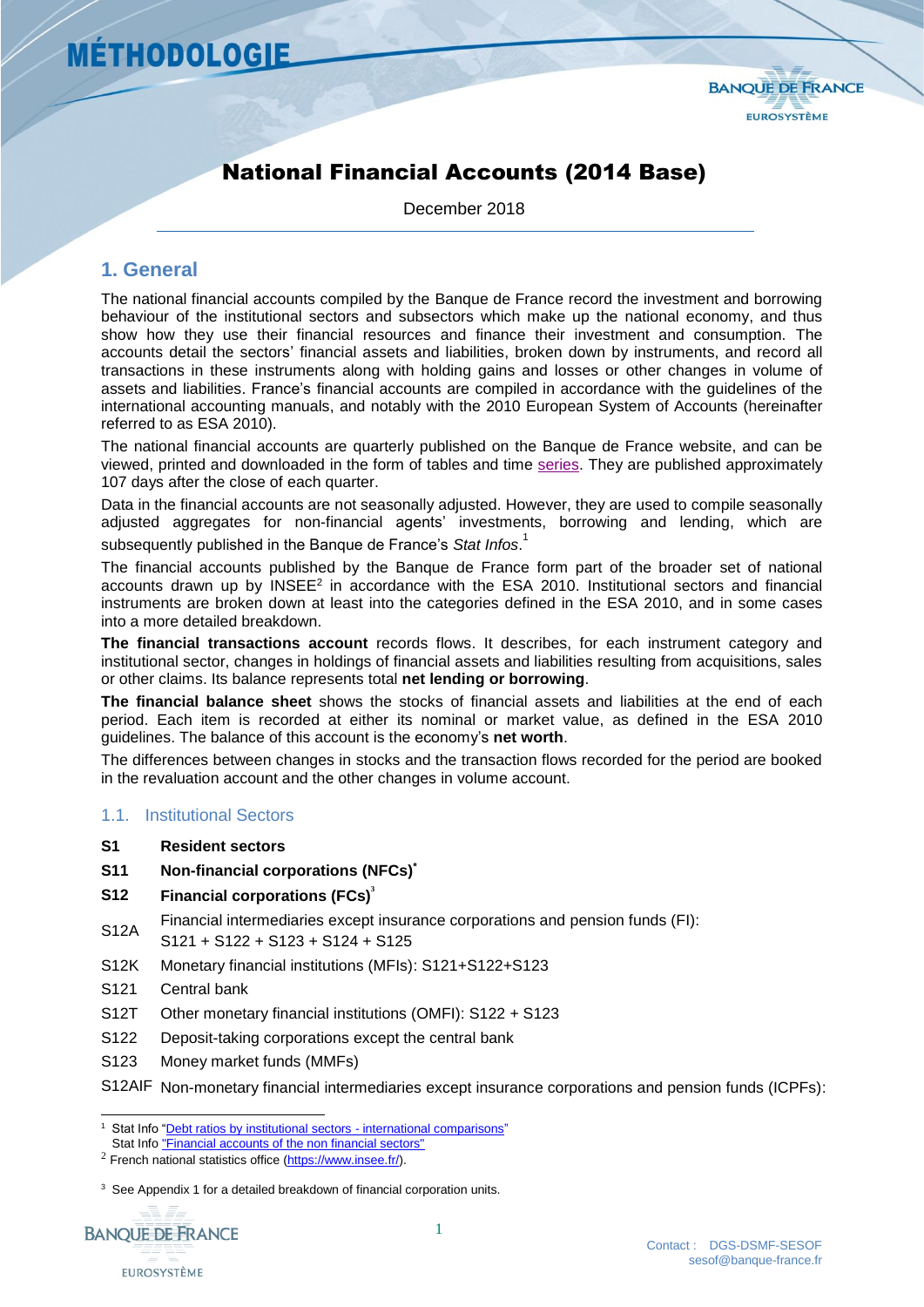# National Financial Accounts (2014 Base)

December 2018

## 1. General

The national financial accounts compiled by the Banque de France record the investment and borrowing behaviour of the institutional sectors and subsectors which make up the national economy, and thus show how they use their financial resources and finance their investment and consumption. The accounts detail the sectors' financial assets and liabilities, broken down by instruments, and record all transactions in these instruments along with holding gains and losses or other changes in volume of assets and liabilities. France's financial accounts are compiled in accordance with the guidelines of the international accounting manuals, and notably with the 2010 European System of Accounts (hereinafter referred to as ESA 2010).

The national financial accounts are quarterly published on the Banque de France website, and can be viewed, printed and downloaded in the form of tables and time series. They are published approximately 107 days after the close of each quarter.

Data in the financial accounts are not seasonally adjusted. However, they are used to compile seasonally adjusted aggregates for non-financial agents' investments, borrowing and lending, which are subsequently published in the Banque de France's *Stat Infos*.[1]

The financial accounts published by the Banque de France form part of the broader set of national accounts drawn up by INSEE[2] in accordance with the ESA 2010. Institutional sectors and financial instruments are broken down at least into the categories defined in the ESA 2010, and in some cases into a more detailed breakdown.

**The financial transactions account** records flows. It describes, for each instrument category and institutional sector, changes in holdings of financial assets and liabilities resulting from acquisitions, sales or other claims. Its balance represents total **net lending or borrowing**.

**The financial balance sheet** shows the stocks of financial assets and liabilities at the end of each period. Each item is recorded at either its nominal or market value, as defined in the ESA 2010 guidelines. The balance of this account is the economy's **net worth**.

The differences between changes in stocks and the transaction flows recorded for the period are booked in the revaluation account and the other changes in volume account.

### 1.1. Institutional Sectors

- **S1** **Resident sectors**
- **S11** **Non-financial corporations (NFCs)***
- **S12** **Financial corporations (FCs)**[3]
- S12A Financial intermediaries except insurance corporations and pension funds (FI): S121 + S122 + S123 + S124 + S125
- S12K Monetary financial institutions (MFIs): S121+S122+S123
- S121 Central bank
- S12T Other monetary financial institutions (OMFI): S122 + S123
- S122 Deposit-taking corporations except the central bank
- S123 Money market funds (MMFs)
- S12AIF Non-monetary financial intermediaries except insurance corporations and pension funds (ICPFs):

---

[1] Stat Info "Debt ratios by institutional sectors - international comparisons"
Stat Info "Financial accounts of the non financial sectors"

[2] French national statistics office (https://www.insee.fr/).

[3] See Appendix 1 for a detailed breakdown of financial corporation units.

Contact : DGS-DSMF-SESOF
sesof@banque-france.fr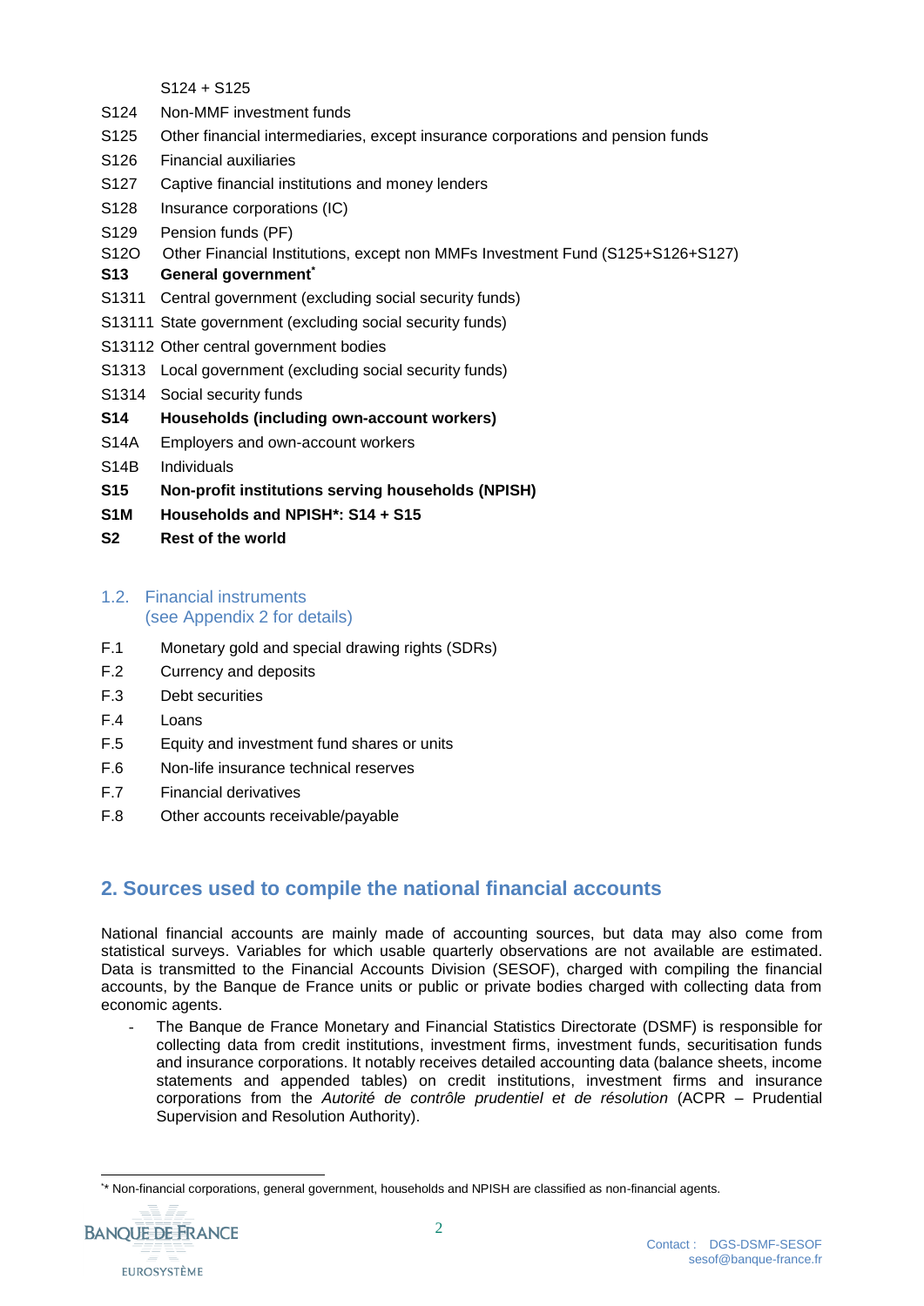S124 + S125

S124 Non-MMF investment funds

S125 Other financial intermediaries, except insurance corporations and pension funds

S126 Financial auxiliaries

S127 Captive financial institutions and money lenders

S128 Insurance corporations (IC)

S129 Pension funds (PF)

S12O Other Financial Institutions, except non MMFs Investment Fund (S125+S126+S127)

**S13 General government**[*]

S1311 Central government (excluding social security funds)

S13111 State government (excluding social security funds)

S13112 Other central government bodies

S1313 Local government (excluding social security funds)

S1314 Social security funds

**S14 Households (including own-account workers)**

S14A Employers and own-account workers

S14B Individuals

**S15 Non-profit institutions serving households (NPISH)**

**S1M Households and NPISH*: S14 + S15**

**S2 Rest of the world**

### 1.2. Financial instruments (see Appendix 2 for details)

F.1 Monetary gold and special drawing rights (SDRs)

F.2 Currency and deposits

F.3 Debt securities

F.4 Loans

F.5 Equity and investment fund shares or units

F.6 Non-life insurance technical reserves

F.7 Financial derivatives

F.8 Other accounts receivable/payable

## 2. Sources used to compile the national financial accounts

National financial accounts are mainly made of accounting sources, but data may also come from statistical surveys. Variables for which usable quarterly observations are not available are estimated. Data is transmitted to the Financial Accounts Division (SESOF), charged with compiling the financial accounts, by the Banque de France units or public or private bodies charged with collecting data from economic agents.

- The Banque de France Monetary and Financial Statistics Directorate (DSMF) is responsible for collecting data from credit institutions, investment firms, investment funds, securitisation funds and insurance corporations. It notably receives detailed accounting data (balance sheets, income statements and appended tables) on credit institutions, investment firms and insurance corporations from the *Autorité de contrôle prudentiel et de résolution* (ACPR – Prudential Supervision and Resolution Authority).

[*] Non-financial corporations, general government, households and NPISH are classified as non-financial agents.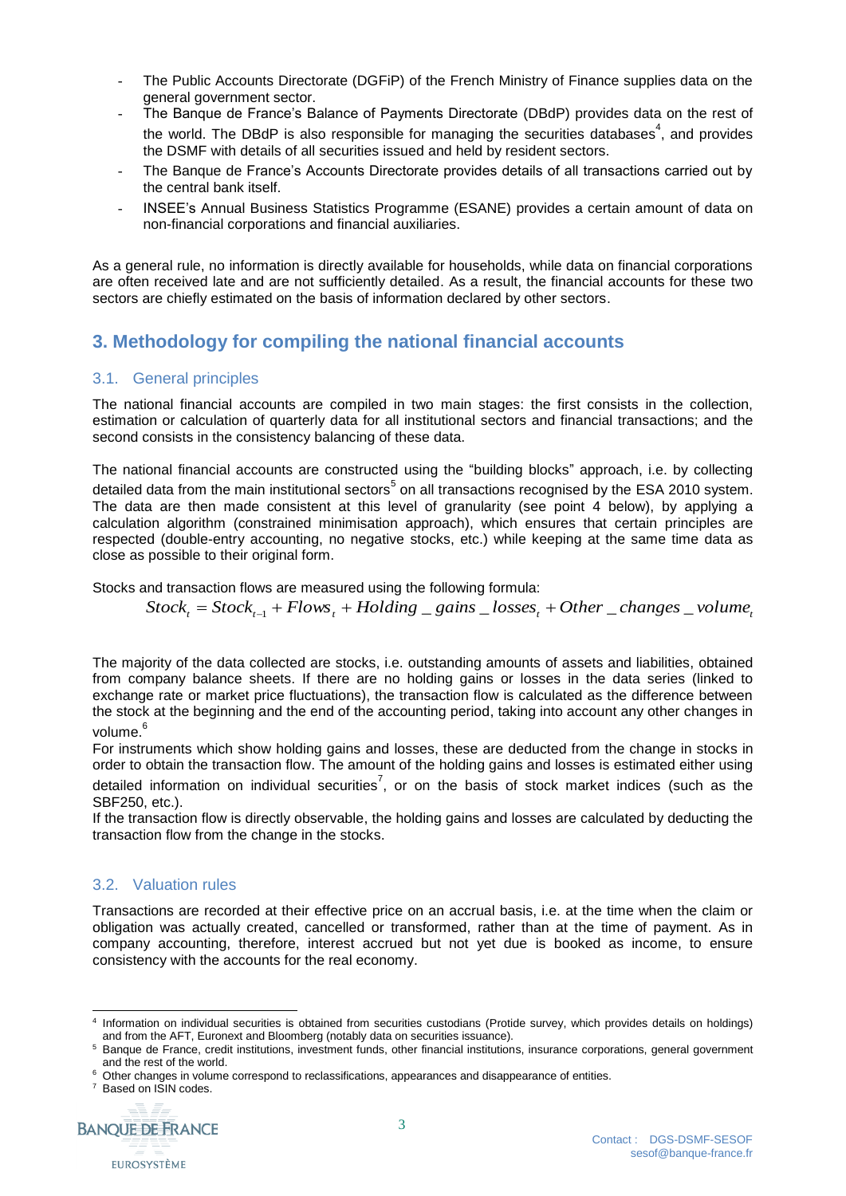- The Public Accounts Directorate (DGFiP) of the French Ministry of Finance supplies data on the general government sector.
- The Banque de France's Balance of Payments Directorate (DBdP) provides data on the rest of the world. The DBdP is also responsible for managing the securities databases[4], and provides the DSMF with details of all securities issued and held by resident sectors.
- The Banque de France's Accounts Directorate provides details of all transactions carried out by the central bank itself.
- INSEE's Annual Business Statistics Programme (ESANE) provides a certain amount of data on non-financial corporations and financial auxiliaries.

As a general rule, no information is directly available for households, while data on financial corporations are often received late and are not sufficiently detailed. As a result, the financial accounts for these two sectors are chiefly estimated on the basis of information declared by other sectors.

## 3. Methodology for compiling the national financial accounts

### 3.1. General principles

The national financial accounts are compiled in two main stages: the first consists in the collection, estimation or calculation of quarterly data for all institutional sectors and financial transactions; and the second consists in the consistency balancing of these data.

The national financial accounts are constructed using the "building blocks" approach, i.e. by collecting detailed data from the main institutional sectors[5] on all transactions recognised by the ESA 2010 system. The data are then made consistent at this level of granularity (see point 4 below), by applying a calculation algorithm (constrained minimisation approach), which ensures that certain principles are respected (double-entry accounting, no negative stocks, etc.) while keeping at the same time data as close as possible to their original form.

Stocks and transaction flows are measured using the following formula:

$$Stock_t = Stock_{t-1} + Flows_t + Holding\_gains\_losses_t + Other\_changes\_volume_t$$

The majority of the data collected are stocks, i.e. outstanding amounts of assets and liabilities, obtained from company balance sheets. If there are no holding gains or losses in the data series (linked to exchange rate or market price fluctuations), the transaction flow is calculated as the difference between the stock at the beginning and the end of the accounting period, taking into account any other changes in volume.[6]

For instruments which show holding gains and losses, these are deducted from the change in stocks in order to obtain the transaction flow. The amount of the holding gains and losses is estimated either using detailed information on individual securities[7], or on the basis of stock market indices (such as the SBF250, etc.).

If the transaction flow is directly observable, the holding gains and losses are calculated by deducting the transaction flow from the change in the stocks.

### 3.2. Valuation rules

Transactions are recorded at their effective price on an accrual basis, i.e. at the time when the claim or obligation was actually created, cancelled or transformed, rather than at the time of payment. As in company accounting, therefore, interest accrued but not yet due is booked as income, to ensure consistency with the accounts for the real economy.

---

[4] Information on individual securities is obtained from securities custodians (Protide survey, which provides details on holdings) and from the AFT, Euronext and Bloomberg (notably data on securities issuance).

[5] Banque de France, credit institutions, investment funds, other financial institutions, insurance corporations, general government and the rest of the world.

[6] Other changes in volume correspond to reclassifications, appearances and disappearance of entities.

[7] Based on ISIN codes.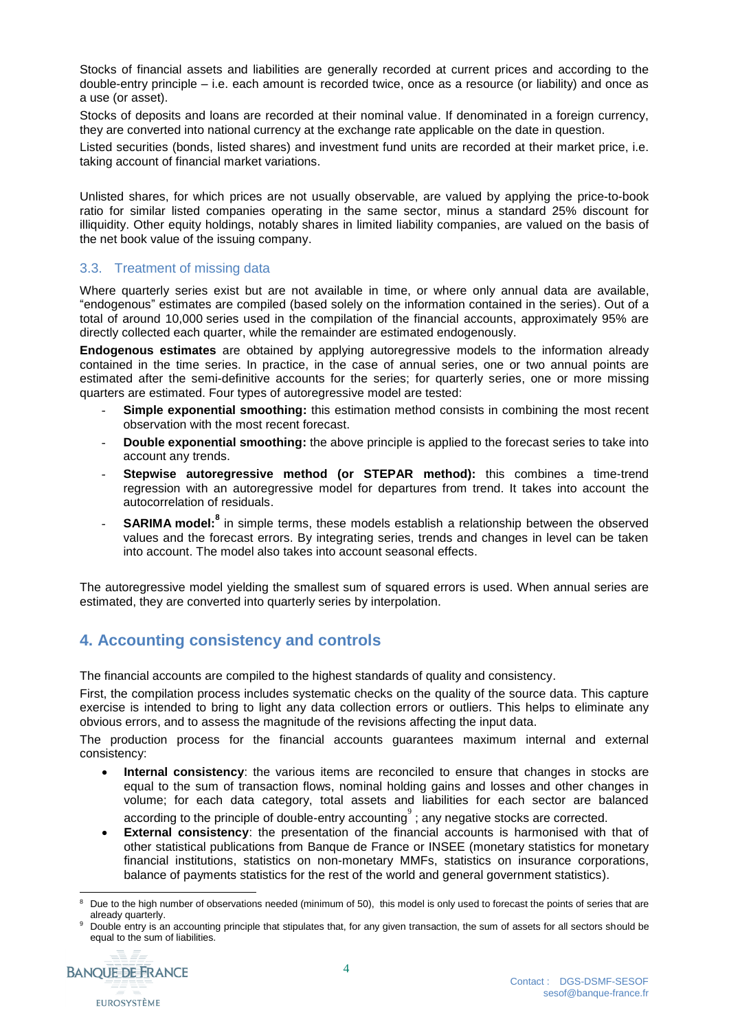Stocks of financial assets and liabilities are generally recorded at current prices and according to the double-entry principle – i.e. each amount is recorded twice, once as a resource (or liability) and once as a use (or asset).

Stocks of deposits and loans are recorded at their nominal value. If denominated in a foreign currency, they are converted into national currency at the exchange rate applicable on the date in question.

Listed securities (bonds, listed shares) and investment fund units are recorded at their market price, i.e. taking account of financial market variations.

Unlisted shares, for which prices are not usually observable, are valued by applying the price-to-book ratio for similar listed companies operating in the same sector, minus a standard 25% discount for illiquidity. Other equity holdings, notably shares in limited liability companies, are valued on the basis of the net book value of the issuing company.

### 3.3. Treatment of missing data

Where quarterly series exist but are not available in time, or where only annual data are available, "endogenous" estimates are compiled (based solely on the information contained in the series). Out of a total of around 10,000 series used in the compilation of the financial accounts, approximately 95% are directly collected each quarter, while the remainder are estimated endogenously.

**Endogenous estimates** are obtained by applying autoregressive models to the information already contained in the time series. In practice, in the case of annual series, one or two annual points are estimated after the semi-definitive accounts for the series; for quarterly series, one or more missing quarters are estimated. Four types of autoregressive model are tested:

- **Simple exponential smoothing:** this estimation method consists in combining the most recent observation with the most recent forecast.
- **Double exponential smoothing:** the above principle is applied to the forecast series to take into account any trends.
- **Stepwise autoregressive method (or STEPAR method):** this combines a time-trend regression with an autoregressive model for departures from trend. It takes into account the autocorrelation of residuals.
- **SARIMA model:**[8] in simple terms, these models establish a relationship between the observed values and the forecast errors. By integrating series, trends and changes in level can be taken into account. The model also takes into account seasonal effects.

The autoregressive model yielding the smallest sum of squared errors is used. When annual series are estimated, they are converted into quarterly series by interpolation.

## 4. Accounting consistency and controls

The financial accounts are compiled to the highest standards of quality and consistency.

First, the compilation process includes systematic checks on the quality of the source data. This capture exercise is intended to bring to light any data collection errors or outliers. This helps to eliminate any obvious errors, and to assess the magnitude of the revisions affecting the input data.

The production process for the financial accounts guarantees maximum internal and external consistency:

- **Internal consistency**: the various items are reconciled to ensure that changes in stocks are equal to the sum of transaction flows, nominal holding gains and losses and other changes in volume; for each data category, total assets and liabilities for each sector are balanced according to the principle of double-entry accounting[9]; any negative stocks are corrected.
- **External consistency**: the presentation of the financial accounts is harmonised with that of other statistical publications from Banque de France or INSEE (monetary statistics for monetary financial institutions, statistics on non-monetary MMFs, statistics on insurance corporations, balance of payments statistics for the rest of the world and general government statistics).

[8] Due to the high number of observations needed (minimum of 50), this model is only used to forecast the points of series that are already quarterly.

[9] Double entry is an accounting principle that stipulates that, for any given transaction, the sum of assets for all sectors should be equal to the sum of liabilities.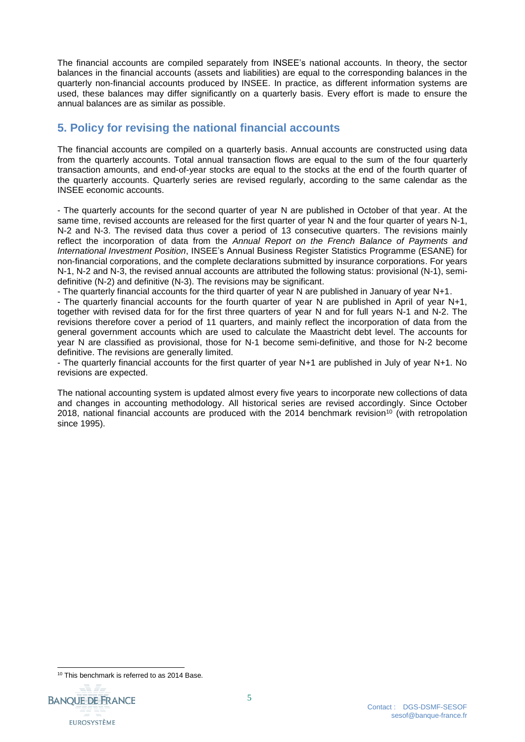The financial accounts are compiled separately from INSEE's national accounts. In theory, the sector balances in the financial accounts (assets and liabilities) are equal to the corresponding balances in the quarterly non-financial accounts produced by INSEE. In practice, as different information systems are used, these balances may differ significantly on a quarterly basis. Every effort is made to ensure the annual balances are as similar as possible.

## 5. Policy for revising the national financial accounts

The financial accounts are compiled on a quarterly basis. Annual accounts are constructed using data from the quarterly accounts. Total annual transaction flows are equal to the sum of the four quarterly transaction amounts, and end-of-year stocks are equal to the stocks at the end of the fourth quarter of the quarterly accounts. Quarterly series are revised regularly, according to the same calendar as the INSEE economic accounts.

- The quarterly accounts for the second quarter of year N are published in October of that year. At the same time, revised accounts are released for the first quarter of year N and the four quarter of years N-1, N-2 and N-3. The revised data thus cover a period of 13 consecutive quarters. The revisions mainly reflect the incorporation of data from the *Annual Report on the French Balance of Payments and International Investment Position*, INSEE's Annual Business Register Statistics Programme (ESANE) for non-financial corporations, and the complete declarations submitted by insurance corporations. For years N-1, N-2 and N-3, the revised annual accounts are attributed the following status: provisional (N-1), semi-definitive (N-2) and definitive (N-3). The revisions may be significant.
- The quarterly financial accounts for the third quarter of year N are published in January of year N+1.
- The quarterly financial accounts for the fourth quarter of year N are published in April of year N+1, together with revised data for for the first three quarters of year N and for full years N-1 and N-2. The revisions therefore cover a period of 11 quarters, and mainly reflect the incorporation of data from the general government accounts which are used to calculate the Maastricht debt level. The accounts for year N are classified as provisional, those for N-1 become semi-definitive, and those for N-2 become definitive. The revisions are generally limited.
- The quarterly financial accounts for the first quarter of year N+1 are published in July of year N+1. No revisions are expected.

The national accounting system is updated almost every five years to incorporate new collections of data and changes in accounting methodology. All historical series are revised accordingly. Since October 2018, national financial accounts are produced with the 2014 benchmark revision[10] (with retropolation since 1995).

[10] This benchmark is referred to as 2014 Base.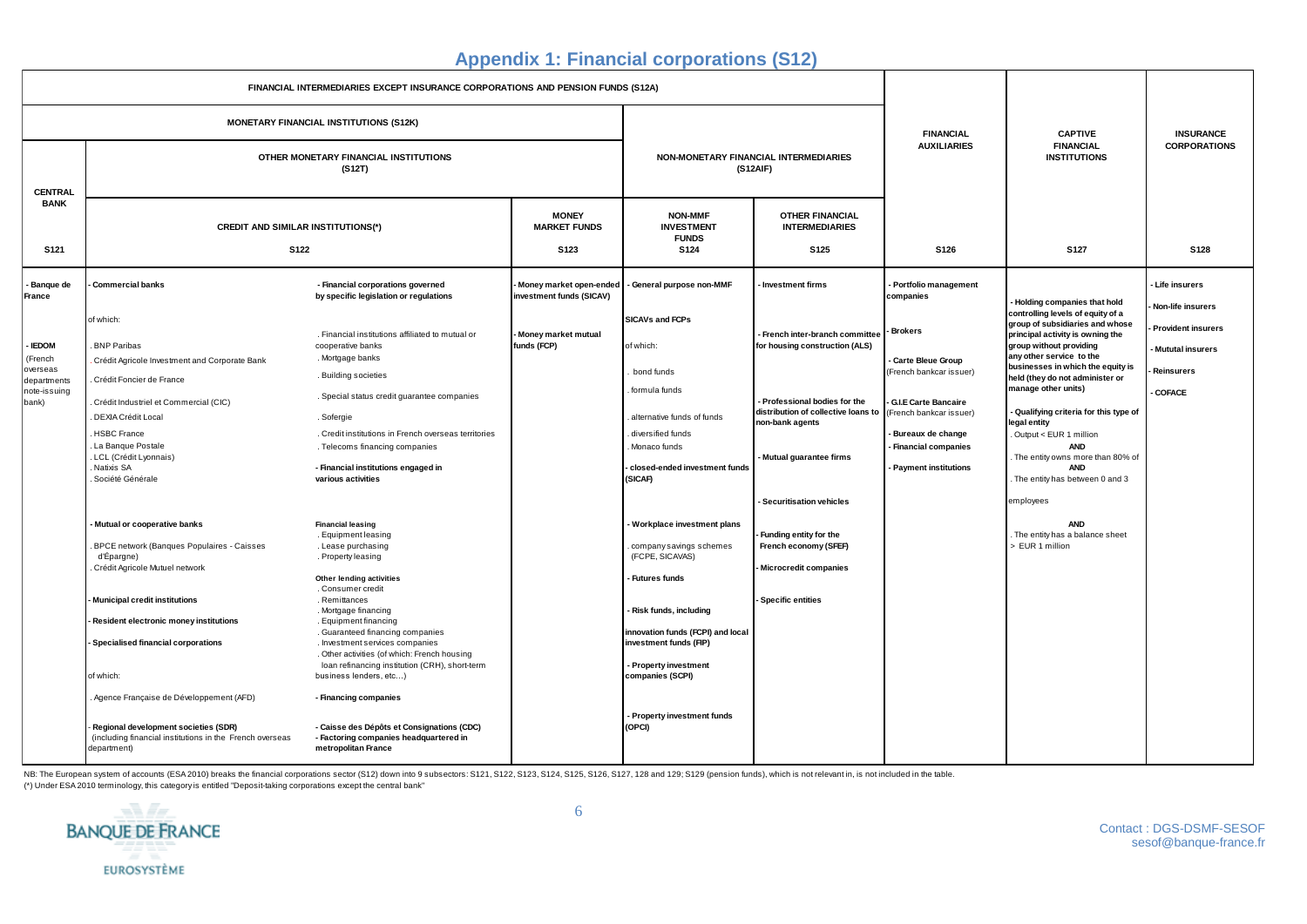# Appendix 1: Financial corporations (S12)

| FINANCIAL INTERMEDIARIES EXCEPT INSURANCE CORPORATIONS AND PENSION FUNDS (S12A) | | | | | | FINANCIAL AUXILIARIES | CAPTIVE FINANCIAL INSTITUTIONS | INSURANCE CORPORATIONS |
|---|---|---|---|---|---|---|---|---|
| MONETARY FINANCIAL INSTITUTIONS (S12K) | | | | NON-MONETARY FINANCIAL INTERMEDIARIES (S12AIF) | | | | |
| CENTRAL BANK | OTHER MONETARY FINANCIAL INSTITUTIONS (S12T) | | | | | | | |
| | CREDIT AND SIMILAR INSTITUTIONS(*) | | MONEY MARKET FUNDS | NON-MMF INVESTMENT FUNDS | OTHER FINANCIAL INTERMEDIARIES | | | |
| S121 | S122 | | S123 | S124 | S125 | S126 | S127 | S128 |
| - Banque de France<br><br>- IEDOM (French overseas departments note-issuing bank) | - Commercial banks<br><br>of which:<br>. BNP Paribas<br>. Crédit Agricole Investment and Corporate Bank<br>. Crédit Foncier de France<br>. Crédit Industriel et Commercial (CIC)<br>. DEXIA Crédit Local<br>. HSBC France<br>. La Banque Postale<br>. LCL (Crédit Lyonnais)<br>. Natixis SA<br>. Société Générale<br><br>- Mutual or cooperative banks<br>. BPCE network (Banques Populaires - Caisses d'Épargne)<br>. Crédit Agricole Mutuel network<br><br>- Municipal credit institutions<br>- Resident electronic money institutions<br>- Specialised financial corporations<br><br>of which:<br>. Agence Française de Développement (AFD)<br><br>- Regional development societies (SDR) (including financial institutions in the French overseas department) | - Financial corporations governed by specific legislation or regulations<br><br>. Financial institutions affiliated to mutual or cooperative banks<br>. Mortgage banks<br>. Building societies<br>. Special status credit guarantee companies<br>. Sofergie<br>. Credit institutions in French overseas territories<br>. Telecoms financing companies<br><br>- Financial institutions engaged in various activities<br><br>Financial leasing<br>. Equipment leasing<br>. Lease purchasing<br>. Property leasing<br><br>Other lending activities<br>. Consumer credit<br>. Remittances<br>. Mortgage financing<br>. Equipment financing<br>. Guaranteed financing companies<br>. Investment services companies<br>. Other activities (of which: French housing loan refinancing institution (CRH), short-term business lenders, etc…)<br><br>- Financing companies<br><br>- Caisse des Dépôts et Consignations (CDC)<br>- Factoring companies headquartered in metropolitan France | - Money market open-ended investment funds (SICAV)<br><br>- Money market mutual funds (FCP) | - General purpose non-MMF<br><br>SICAVs and FCPs<br><br>of which:<br>. bond funds<br>. formula funds<br>. alternative funds of funds<br>. diversified funds<br>. Monaco funds<br><br>- closed-ended investment funds (SICAF)<br><br>- Workplace investment plans<br>. company savings schemes (FCPE, SICAVAS)<br><br>- Futures funds<br><br>- Risk funds, including innovation funds (FCPI) and local investment funds (FIP)<br><br>- Property investment companies (SCPI)<br><br>- Property investment funds (OPCI) | - Investment firms<br><br>- French inter-branch committee for housing construction (ALS)<br><br>- Professional bodies for the distribution of collective loans to non-bank agents<br><br>- Mutual guarantee firms<br><br>- Securitisation vehicles<br><br>- Funding entity for the French economy (SFEF)<br><br>- Microcredit companies<br><br>- Specific entities | - Portfolio management companies<br><br>- Brokers<br><br>- Carte Bleue Group (French bankcar issuer)<br><br>- G.I.E Carte Bancaire (French bankcar issuer)<br><br>- Bureaux de change<br>- Financial companies<br><br>- Payment institutions | - Holding companies that hold controlling levels of equity of a group of subsidiaries and whose principal activity is owning the group without providing any other service to the businesses in which the equity is held (they do not administer or manage other units)<br><br>- Qualifying criteria for this type of legal entity<br>. Output < EUR 1 million<br>AND<br>. The entity owns more than 80% of<br>AND<br>. The entity has between 0 and 3 employees<br>AND<br>. The entity has a balance sheet > EUR 1 million | - Life insurers<br>- Non-life insurers<br>- Provident insurers<br>- Mututal insurers<br>- Reinsurers<br>- COFACE |

NB: The European system of accounts (ESA 2010) breaks the financial corporations sector (S12) down into 9 subsectors: S121, S122, S123, S124, S125, S126, S127, 128 and 129; S129 (pension funds), which is not relevant in, is not included in the table.

(*) Under ESA 2010 terminology, this category is entitled "Deposit-taking corporations except the central bank"

BANQUE DE FRANCE
EUROSYSTÈME

Contact : DGS-DSMF-SESOF
sesof@banque-france.fr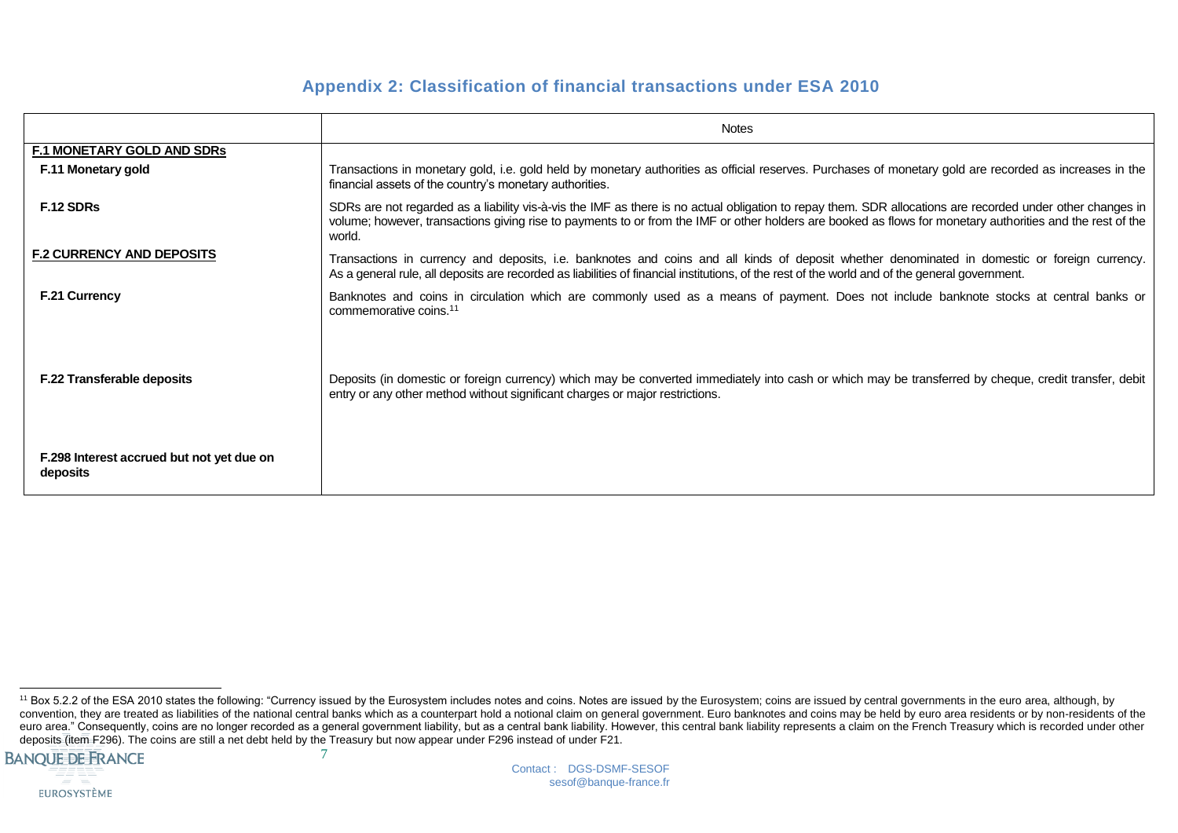## Appendix 2: Classification of financial transactions under ESA 2010

| | Notes |
|---|---|
| **F.1 MONETARY GOLD AND SDRs** | |
| **F.11 Monetary gold** | Transactions in monetary gold, i.e. gold held by monetary authorities as official reserves. Purchases of monetary gold are recorded as increases in the financial assets of the country's monetary authorities. |
| **F.12 SDRs** | SDRs are not regarded as a liability vis-à-vis the IMF as there is no actual obligation to repay them. SDR allocations are recorded under other changes in volume; however, transactions giving rise to payments to or from the IMF or other holders are booked as flows for monetary authorities and the rest of the world. |
| **F.2 CURRENCY AND DEPOSITS** | Transactions in currency and deposits, i.e. banknotes and coins and all kinds of deposit whether denominated in domestic or foreign currency. As a general rule, all deposits are recorded as liabilities of financial institutions, of the rest of the world and of the general government. |
| **F.21 Currency** | Banknotes and coins in circulation which are commonly used as a means of payment. Does not include banknote stocks at central banks or commemorative coins.[11] |
| **F.22 Transferable deposits** | Deposits (in domestic or foreign currency) which may be converted immediately into cash or which may be transferred by cheque, credit transfer, debit entry or any other method without significant charges or major restrictions. |
| **F.298 Interest accrued but not yet due on deposits** | |

[11] Box 5.2.2 of the ESA 2010 states the following: "Currency issued by the Eurosystem includes notes and coins. Notes are issued by the Eurosystem; coins are issued by central governments in the euro area, although, by convention, they are treated as liabilities of the national central banks which as a counterpart hold a notional claim on general government. Euro banknotes and coins may be held by euro area residents or by non-residents of the euro area." Consequently, coins are no longer recorded as a general government liability, but as a central bank liability. However, this central bank liability represents a claim on the French Treasury which is recorded under other deposits (item F296). The coins are still a net debt held by the Treasury but now appear under F296 instead of under F21.

Contact : DGS-DSMF-SESOF
sesof@banque-france.fr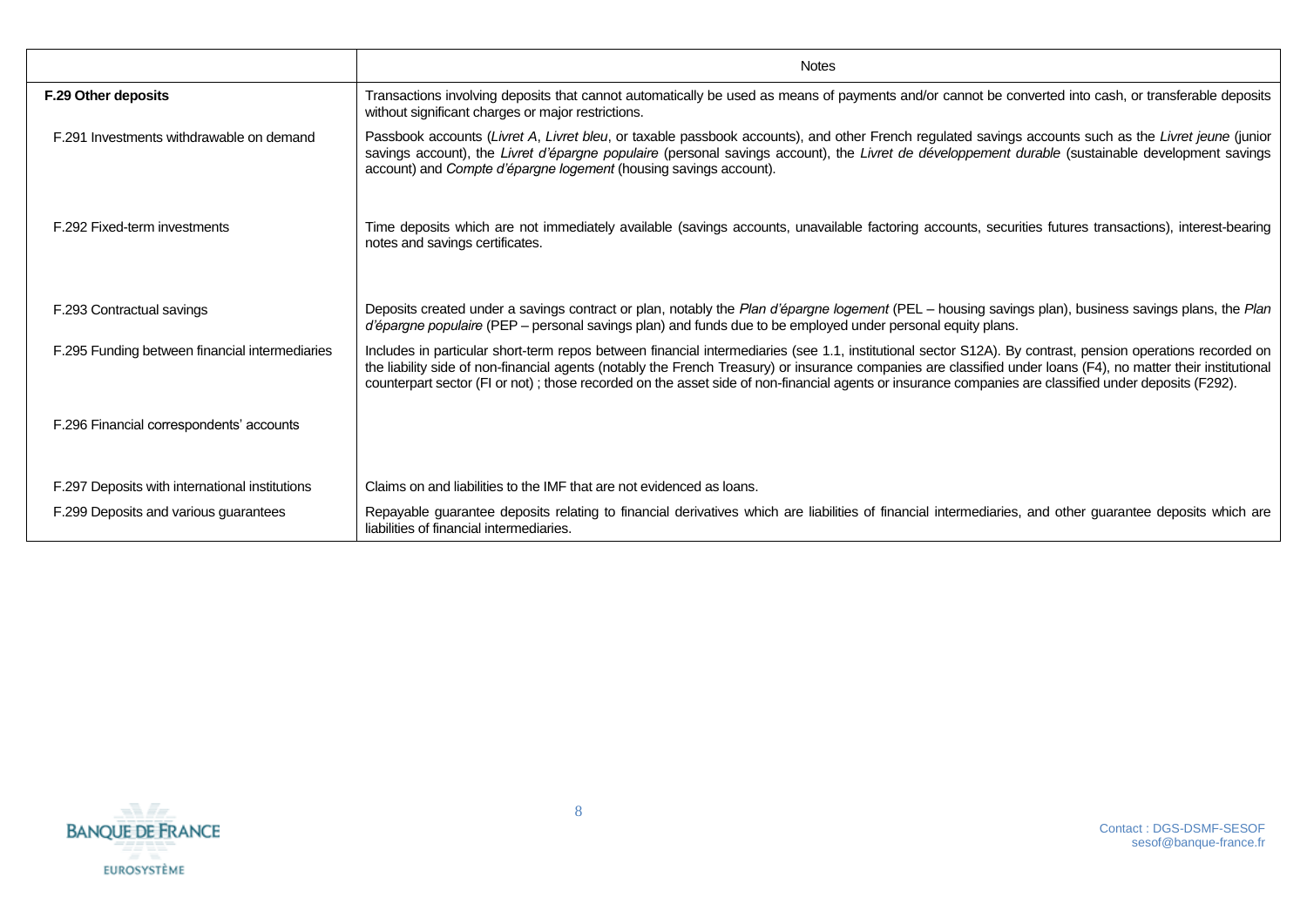| | Notes |
|---|---|
| **F.29 Other deposits** | Transactions involving deposits that cannot automatically be used as means of payments and/or cannot be converted into cash, or transferable deposits without significant charges or major restrictions. |
| F.291 Investments withdrawable on demand | Passbook accounts (*Livret A*, *Livret bleu*, or taxable passbook accounts), and other French regulated savings accounts such as the *Livret jeune* (junior savings account), the *Livret d'épargne populaire* (personal savings account), the *Livret de développement durable* (sustainable development savings account) and *Compte d'épargne logement* (housing savings account). |
| F.292 Fixed-term investments | Time deposits which are not immediately available (savings accounts, unavailable factoring accounts, securities futures transactions), interest-bearing notes and savings certificates. |
| F.293 Contractual savings | Deposits created under a savings contract or plan, notably the *Plan d'épargne logement* (PEL – housing savings plan), business savings plans, the *Plan d'épargne populaire* (PEP – personal savings plan) and funds due to be employed under personal equity plans. |
| F.295 Funding between financial intermediaries | Includes in particular short-term repos between financial intermediaries (see 1.1, institutional sector S12A). By contrast, pension operations recorded on the liability side of non-financial agents (notably the French Treasury) or insurance companies are classified under loans (F4), no matter their institutional counterpart sector (FI or not) ; those recorded on the asset side of non-financial agents or insurance companies are classified under deposits (F292). |
| F.296 Financial correspondents' accounts | |
| F.297 Deposits with international institutions | Claims on and liabilities to the IMF that are not evidenced as loans. |
| F.299 Deposits and various guarantees | Repayable guarantee deposits relating to financial derivatives which are liabilities of financial intermediaries, and other guarantee deposits which are liabilities of financial intermediaries. |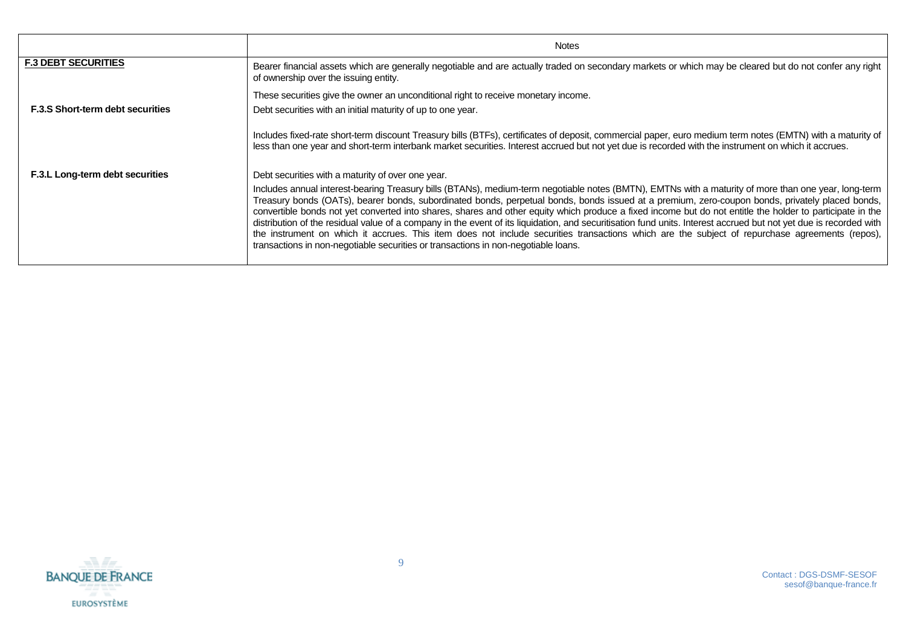| | Notes |
|---|---|
| **F.3 DEBT SECURITIES** | Bearer financial assets which are generally negotiable and are actually traded on secondary markets or which may be cleared but do not confer any right of ownership over the issuing entity.<br><br>These securities give the owner an unconditional right to receive monetary income. |
| **F.3.S Short-term debt securities** | Debt securities with an initial maturity of up to one year.<br><br>Includes fixed-rate short-term discount Treasury bills (BTFs), certificates of deposit, commercial paper, euro medium term notes (EMTN) with a maturity of less than one year and short-term interbank market securities. Interest accrued but not yet due is recorded with the instrument on which it accrues. |
| **F.3.L Long-term debt securities** | Debt securities with a maturity of over one year.<br><br>Includes annual interest-bearing Treasury bills (BTANs), medium-term negotiable notes (BMTN), EMTNs with a maturity of more than one year, long-term Treasury bonds (OATs), bearer bonds, subordinated bonds, perpetual bonds, bonds issued at a premium, zero-coupon bonds, privately placed bonds, convertible bonds not yet converted into shares, shares and other equity which produce a fixed income but do not entitle the holder to participate in the distribution of the residual value of a company in the event of its liquidation, and securitisation fund units. Interest accrued but not yet due is recorded with the instrument on which it accrues. This item does not include securities transactions which are the subject of repurchase agreements (repos), transactions in non-negotiable securities or transactions in non-negotiable loans. |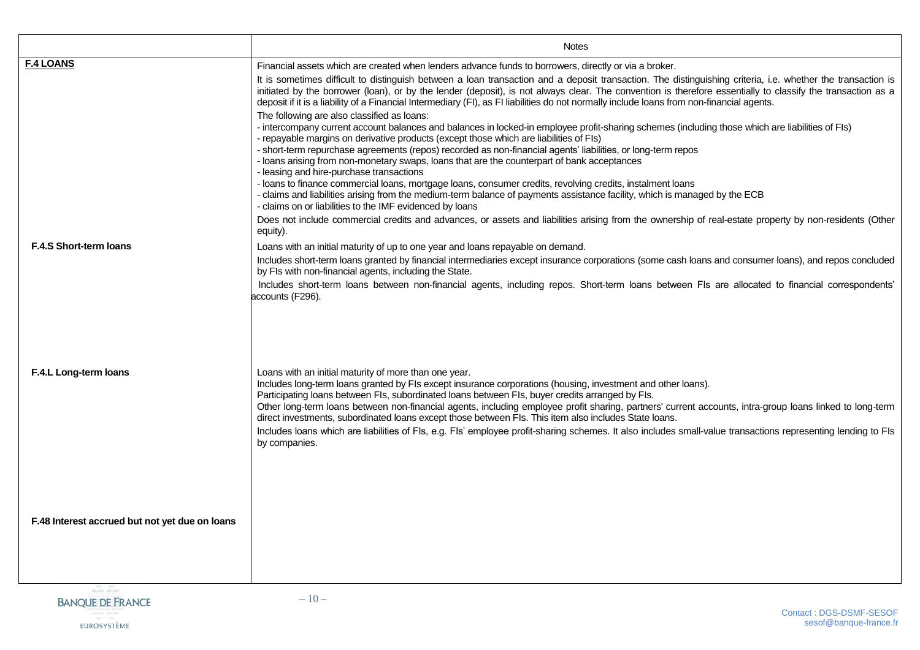| | Notes |
|---|---|
| **F.4 LOANS** | Financial assets which are created when lenders advance funds to borrowers, directly or via a broker.<br>It is sometimes difficult to distinguish between a loan transaction and a deposit transaction. The distinguishing criteria, i.e. whether the transaction is initiated by the borrower (loan), or by the lender (deposit), is not always clear. The convention is therefore essentially to classify the transaction as a deposit if it is a liability of a Financial Intermediary (FI), as FI liabilities do not normally include loans from non-financial agents.<br>The following are also classified as loans:<br>- intercompany current account balances and balances in locked-in employee profit-sharing schemes (including those which are liabilities of FIs)<br>- repayable margins on derivative products (except those which are liabilities of FIs)<br>- short-term repurchase agreements (repos) recorded as non-financial agents' liabilities, or long-term repos<br>- loans arising from non-monetary swaps, loans that are the counterpart of bank acceptances<br>- leasing and hire-purchase transactions<br>- loans to finance commercial loans, mortgage loans, consumer credits, revolving credits, instalment loans<br>- claims and liabilities arising from the medium-term balance of payments assistance facility, which is managed by the ECB<br>- claims on or liabilities to the IMF evidenced by loans<br>Does not include commercial credits and advances, or assets and liabilities arising from the ownership of real-estate property by non-residents (Other equity). |
| **F.4.S Short-term loans** | Loans with an initial maturity of up to one year and loans repayable on demand.<br>Includes short-term loans granted by financial intermediaries except insurance corporations (some cash loans and consumer loans), and repos concluded by FIs with non-financial agents, including the State.<br>Includes short-term loans between non-financial agents, including repos. Short-term loans between FIs are allocated to financial correspondents' accounts (F296). |
| **F.4.L Long-term loans** | Loans with an initial maturity of more than one year.<br>Includes long-term loans granted by FIs except insurance corporations (housing, investment and other loans).<br>Participating loans between FIs, subordinated loans between FIs, buyer credits arranged by FIs.<br>Other long-term loans between non-financial agents, including employee profit sharing, partners' current accounts, intra-group loans linked to long-term direct investments, subordinated loans except those between FIs. This item also includes State loans.<br>Includes loans which are liabilities of FIs, e.g. FIs' employee profit-sharing schemes. It also includes small-value transactions representing lending to FIs by companies. |
| **F.48 Interest accrued but not yet due on loans** | |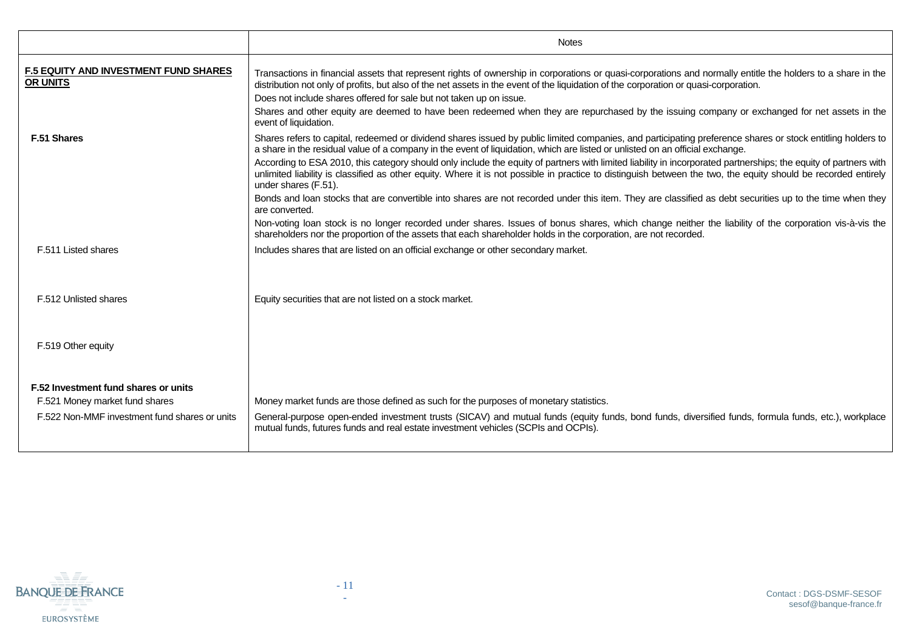| | Notes |
|---|---|
| **F.5 EQUITY AND INVESTMENT FUND SHARES OR UNITS** | Transactions in financial assets that represent rights of ownership in corporations or quasi-corporations and normally entitle the holders to a share in the distribution not only of profits, but also of the net assets in the event of the liquidation of the corporation or quasi-corporation.<br>Does not include shares offered for sale but not taken up on issue.<br>Shares and other equity are deemed to have been redeemed when they are repurchased by the issuing company or exchanged for net assets in the event of liquidation. |
| **F.51 Shares** | Shares refers to capital, redeemed or dividend shares issued by public limited companies, and participating preference shares or stock entitling holders to a share in the residual value of a company in the event of liquidation, which are listed or unlisted on an official exchange.<br>According to ESA 2010, this category should only include the equity of partners with limited liability in incorporated partnerships; the equity of partners with unlimited liability is classified as other equity. Where it is not possible in practice to distinguish between the two, the equity should be recorded entirely under shares (F.51).<br>Bonds and loan stocks that are convertible into shares are not recorded under this item. They are classified as debt securities up to the time when they are converted.<br>Non-voting loan stock is no longer recorded under shares. Issues of bonus shares, which change neither the liability of the corporation vis-à-vis the shareholders nor the proportion of the assets that each shareholder holds in the corporation, are not recorded. |
| F.511 Listed shares | Includes shares that are listed on an official exchange or other secondary market. |
| F.512 Unlisted shares | Equity securities that are not listed on a stock market. |
| F.519 Other equity | |
| **F.52 Investment fund shares or units** | |
| F.521 Money market fund shares | Money market funds are those defined as such for the purposes of monetary statistics. |
| F.522 Non-MMF investment fund shares or units | General-purpose open-ended investment trusts (SICAV) and mutual funds (equity funds, bond funds, diversified funds, formula funds, etc.), workplace mutual funds, futures funds and real estate investment vehicles (SCPIs and OCPIs). |

Contact : DGS-DSMF-SESOF
sesof@banque-france.fr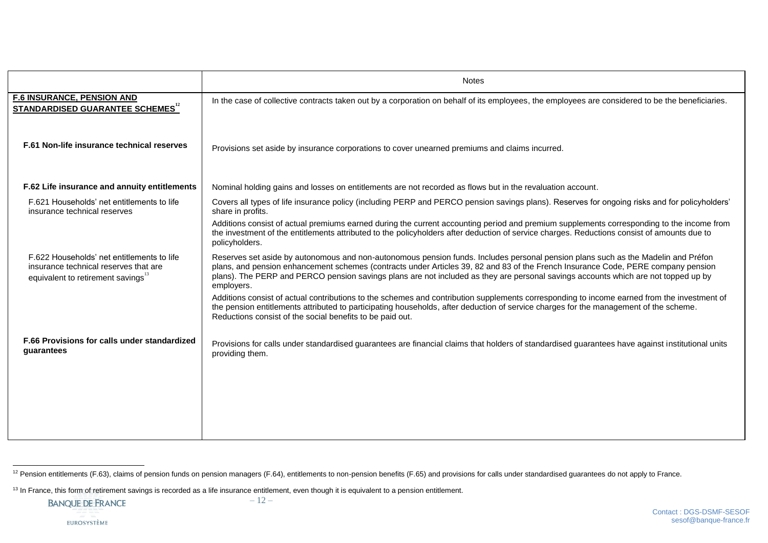| | Notes |
|---|---|
| **F.6 INSURANCE, PENSION AND STANDARDISED GUARANTEE SCHEMES**[12] | In the case of collective contracts taken out by a corporation on behalf of its employees, the employees are considered to be the beneficiaries. |
| **F.61 Non-life insurance technical reserves** | Provisions set aside by insurance corporations to cover unearned premiums and claims incurred. |
| **F.62 Life insurance and annuity entitlements** | Nominal holding gains and losses on entitlements are not recorded as flows but in the revaluation account. |
| F.621 Households' net entitlements to life insurance technical reserves | Covers all types of life insurance policy (including PERP and PERCO pension savings plans). Reserves for ongoing risks and for policyholders' share in profits.<br>Additions consist of actual premiums earned during the current accounting period and premium supplements corresponding to the income from the investment of the entitlements attributed to the policyholders after deduction of service charges. Reductions consist of amounts due to policyholders. |
| F.622 Households' net entitlements to life insurance technical reserves that are equivalent to retirement savings[13] | Reserves set aside by autonomous and non-autonomous pension funds. Includes personal pension plans such as the Madelin and Préfon plans, and pension enhancement schemes (contracts under Articles 39, 82 and 83 of the French Insurance Code, PERE company pension plans). The PERP and PERCO pension savings plans are not included as they are personal savings accounts which are not topped up by employers.<br>Additions consist of actual contributions to the schemes and contribution supplements corresponding to income earned from the investment of the pension entitlements attributed to participating households, after deduction of service charges for the management of the scheme. Reductions consist of the social benefits to be paid out. |
| **F.66 Provisions for calls under standardized guarantees** | Provisions for calls under standardised guarantees are financial claims that holders of standardised guarantees have against institutional units providing them. |

[12] Pension entitlements (F.63), claims of pension funds on pension managers (F.64), entitlements to non-pension benefits (F.65) and provisions for calls under standardised guarantees do not apply to France.

[13] In France, this form of retirement savings is recorded as a life insurance entitlement, even though it is equivalent to a pension entitlement.

Contact : DGS-DSMF-SESOF
sesof@banque-france.fr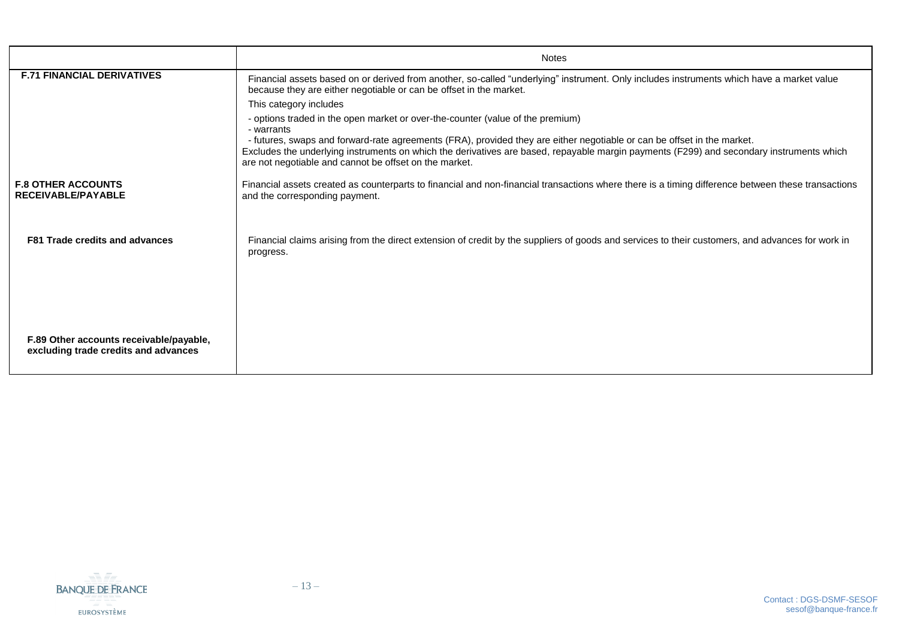| | Notes |
|---|---|
| **F.71 FINANCIAL DERIVATIVES** | Financial assets based on or derived from another, so-called “underlying” instrument. Only includes instruments which have a market value because they are either negotiable or can be offset in the market.<br>This category includes<br>- options traded in the open market or over-the-counter (value of the premium)<br>- warrants<br>- futures, swaps and forward-rate agreements (FRA), provided they are either negotiable or can be offset in the market.<br>Excludes the underlying instruments on which the derivatives are based, repayable margin payments (F299) and secondary instruments which are not negotiable and cannot be offset on the market. |
| **F.8 OTHER ACCOUNTS RECEIVABLE/PAYABLE** | Financial assets created as counterparts to financial and non-financial transactions where there is a timing difference between these transactions and the corresponding payment. |
| **F81 Trade credits and advances** | Financial claims arising from the direct extension of credit by the suppliers of goods and services to their customers, and advances for work in progress. |
| **F.89 Other accounts receivable/payable, excluding trade credits and advances** | |

Contact : DGS-DSMF-SESOF
sesof@banque-france.fr